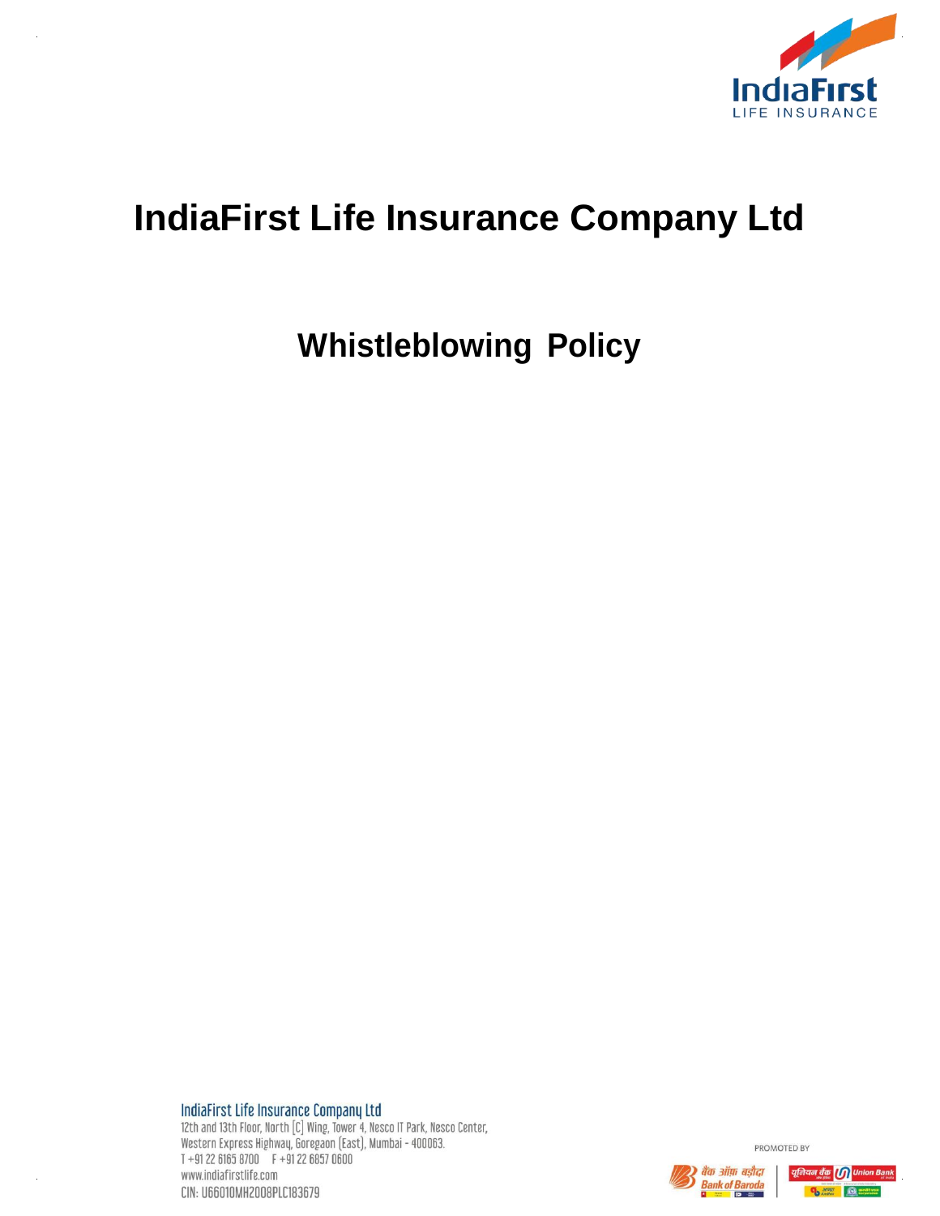# IndiaFirst Life Insurance Company Ltd

## Whistleblowing Policy

IndiaFirst Life Insurance Company Ltd
12th and 13th Floor, North [C] Wing, Tower 4, Nesco IT Park, Nesco Center,
Western Express Highway, Goregaon [East], Mumbai - 400063.
T +91 22 6165 8700 F +91 22 6857 0600
www.indiafirstlife.com
CIN: U66010MH2008PLC183679

PROMOTED BY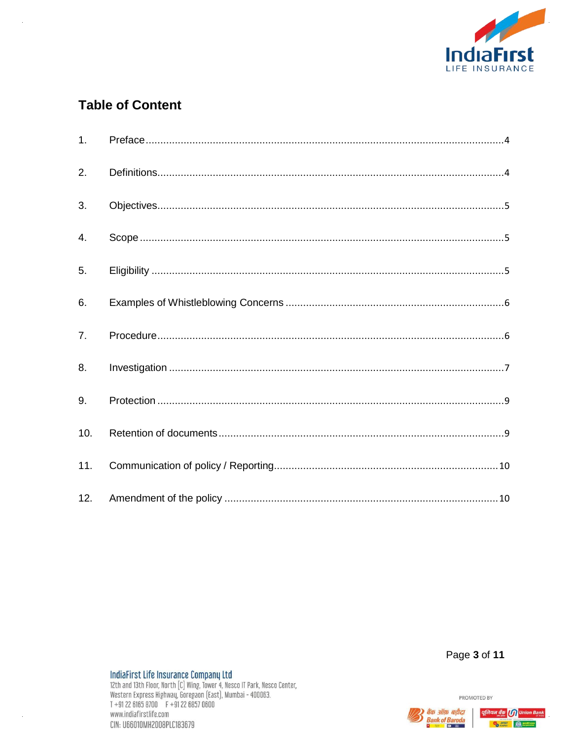## Table of Content

1. Preface ........................................................................................................................ 4
2. Definitions .................................................................................................................. 4
3. Objectives ................................................................................................................... 5
4. Scope .......................................................................................................................... 5
5. Eligibility ..................................................................................................................... 5
6. Examples of Whistleblowing Concerns ........................................................................ 6
7. Procedure .................................................................................................................... 6
8. Investigation ................................................................................................................ 7
9. Protection .................................................................................................................... 9
10. Retention of documents .............................................................................................. 9
11. Communication of policy / Reporting ......................................................................... 10
12. Amendment of the policy ........................................................................................... 10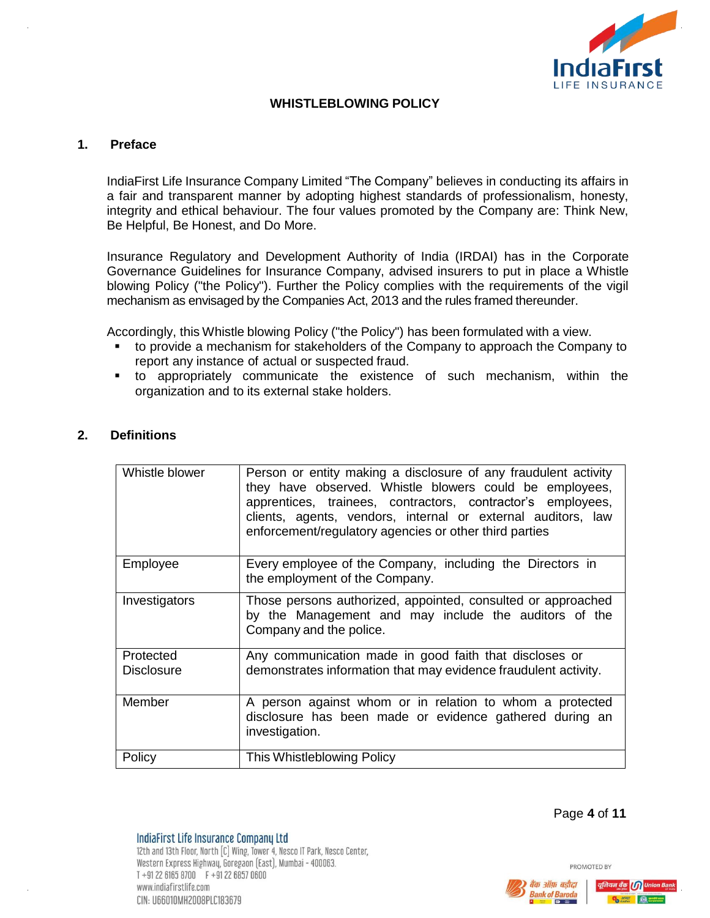# WHISTLEBLOWING POLICY

## 1. Preface

IndiaFirst Life Insurance Company Limited "The Company" believes in conducting its affairs in a fair and transparent manner by adopting highest standards of professionalism, honesty, integrity and ethical behaviour. The four values promoted by the Company are: Think New, Be Helpful, Be Honest, and Do More.

Insurance Regulatory and Development Authority of India (IRDAI) has in the Corporate Governance Guidelines for Insurance Company, advised insurers to put in place a Whistle blowing Policy ("the Policy"). Further the Policy complies with the requirements of the vigil mechanism as envisaged by the Companies Act, 2013 and the rules framed thereunder.

Accordingly, this Whistle blowing Policy ("the Policy") has been formulated with a view.

- to provide a mechanism for stakeholders of the Company to approach the Company to report any instance of actual or suspected fraud.
- to appropriately communicate the existence of such mechanism, within the organization and to its external stake holders.

## 2. Definitions

| Term | Definition |
|---|---|
| Whistle blower | Person or entity making a disclosure of any fraudulent activity they have observed. Whistle blowers could be employees, apprentices, trainees, contractors, contractor's employees, clients, agents, vendors, internal or external auditors, law enforcement/regulatory agencies or other third parties |
| Employee | Every employee of the Company, including the Directors in the employment of the Company. |
| Investigators | Those persons authorized, appointed, consulted or approached by the Management and may include the auditors of the Company and the police. |
| Protected Disclosure | Any communication made in good faith that discloses or demonstrates information that may evidence fraudulent activity. |
| Member | A person against whom or in relation to whom a protected disclosure has been made or evidence gathered during an investigation. |
| Policy | This Whistleblowing Policy |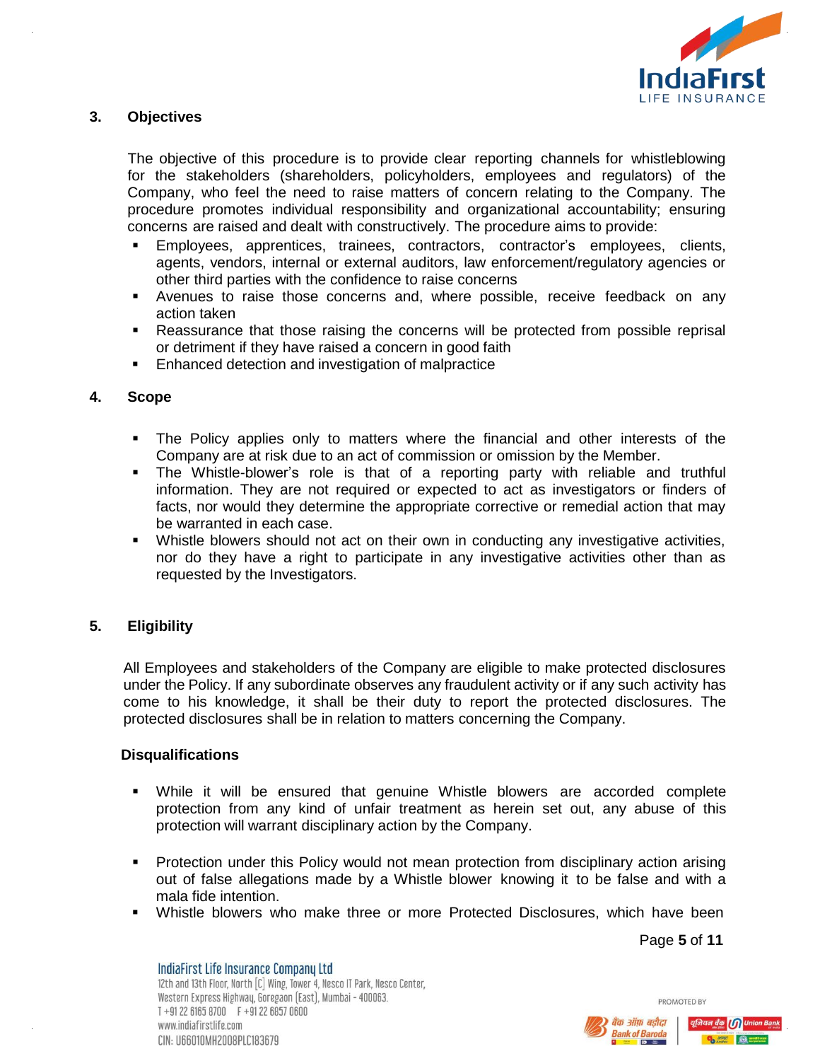## 3. Objectives

The objective of this procedure is to provide clear reporting channels for whistleblowing for the stakeholders (shareholders, policyholders, employees and regulators) of the Company, who feel the need to raise matters of concern relating to the Company. The procedure promotes individual responsibility and organizational accountability; ensuring concerns are raised and dealt with constructively. The procedure aims to provide:

- Employees, apprentices, trainees, contractors, contractor's employees, clients, agents, vendors, internal or external auditors, law enforcement/regulatory agencies or other third parties with the confidence to raise concerns
- Avenues to raise those concerns and, where possible, receive feedback on any action taken
- Reassurance that those raising the concerns will be protected from possible reprisal or detriment if they have raised a concern in good faith
- Enhanced detection and investigation of malpractice

## 4. Scope

- The Policy applies only to matters where the financial and other interests of the Company are at risk due to an act of commission or omission by the Member.
- The Whistle-blower's role is that of a reporting party with reliable and truthful information. They are not required or expected to act as investigators or finders of facts, nor would they determine the appropriate corrective or remedial action that may be warranted in each case.
- Whistle blowers should not act on their own in conducting any investigative activities, nor do they have a right to participate in any investigative activities other than as requested by the Investigators.

## 5. Eligibility

All Employees and stakeholders of the Company are eligible to make protected disclosures under the Policy. If any subordinate observes any fraudulent activity or if any such activity has come to his knowledge, it shall be their duty to report the protected disclosures. The protected disclosures shall be in relation to matters concerning the Company.

### Disqualifications

- While it will be ensured that genuine Whistle blowers are accorded complete protection from any kind of unfair treatment as herein set out, any abuse of this protection will warrant disciplinary action by the Company.
- Protection under this Policy would not mean protection from disciplinary action arising out of false allegations made by a Whistle blower knowing it to be false and with a mala fide intention.
- Whistle blowers who make three or more Protected Disclosures, which have been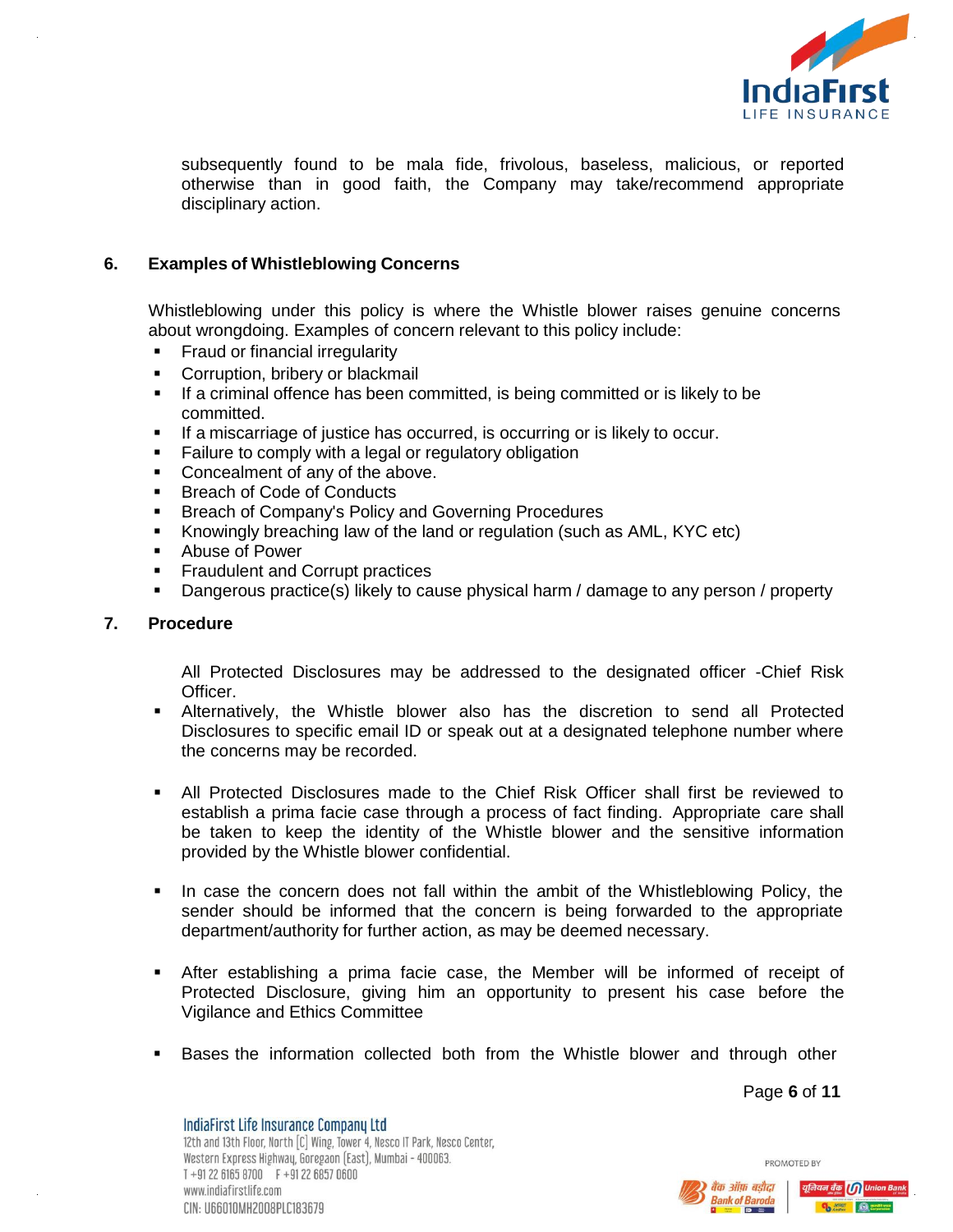subsequently found to be mala fide, frivolous, baseless, malicious, or reported otherwise than in good faith, the Company may take/recommend appropriate disciplinary action.

## 6. Examples of Whistleblowing Concerns

Whistleblowing under this policy is where the Whistle blower raises genuine concerns about wrongdoing. Examples of concern relevant to this policy include:

- Fraud or financial irregularity
- Corruption, bribery or blackmail
- If a criminal offence has been committed, is being committed or is likely to be committed.
- If a miscarriage of justice has occurred, is occurring or is likely to occur.
- Failure to comply with a legal or regulatory obligation
- Concealment of any of the above.
- Breach of Code of Conducts
- Breach of Company's Policy and Governing Procedures
- Knowingly breaching law of the land or regulation (such as AML, KYC etc)
- Abuse of Power
- Fraudulent and Corrupt practices
- Dangerous practice(s) likely to cause physical harm / damage to any person / property

## 7. Procedure

All Protected Disclosures may be addressed to the designated officer -Chief Risk Officer.

- Alternatively, the Whistle blower also has the discretion to send all Protected Disclosures to specific email ID or speak out at a designated telephone number where the concerns may be recorded.

- All Protected Disclosures made to the Chief Risk Officer shall first be reviewed to establish a prima facie case through a process of fact finding. Appropriate care shall be taken to keep the identity of the Whistle blower and the sensitive information provided by the Whistle blower confidential.

- In case the concern does not fall within the ambit of the Whistleblowing Policy, the sender should be informed that the concern is being forwarded to the appropriate department/authority for further action, as may be deemed necessary.

- After establishing a prima facie case, the Member will be informed of receipt of Protected Disclosure, giving him an opportunity to present his case before the Vigilance and Ethics Committee

- Bases the information collected both from the Whistle blower and through other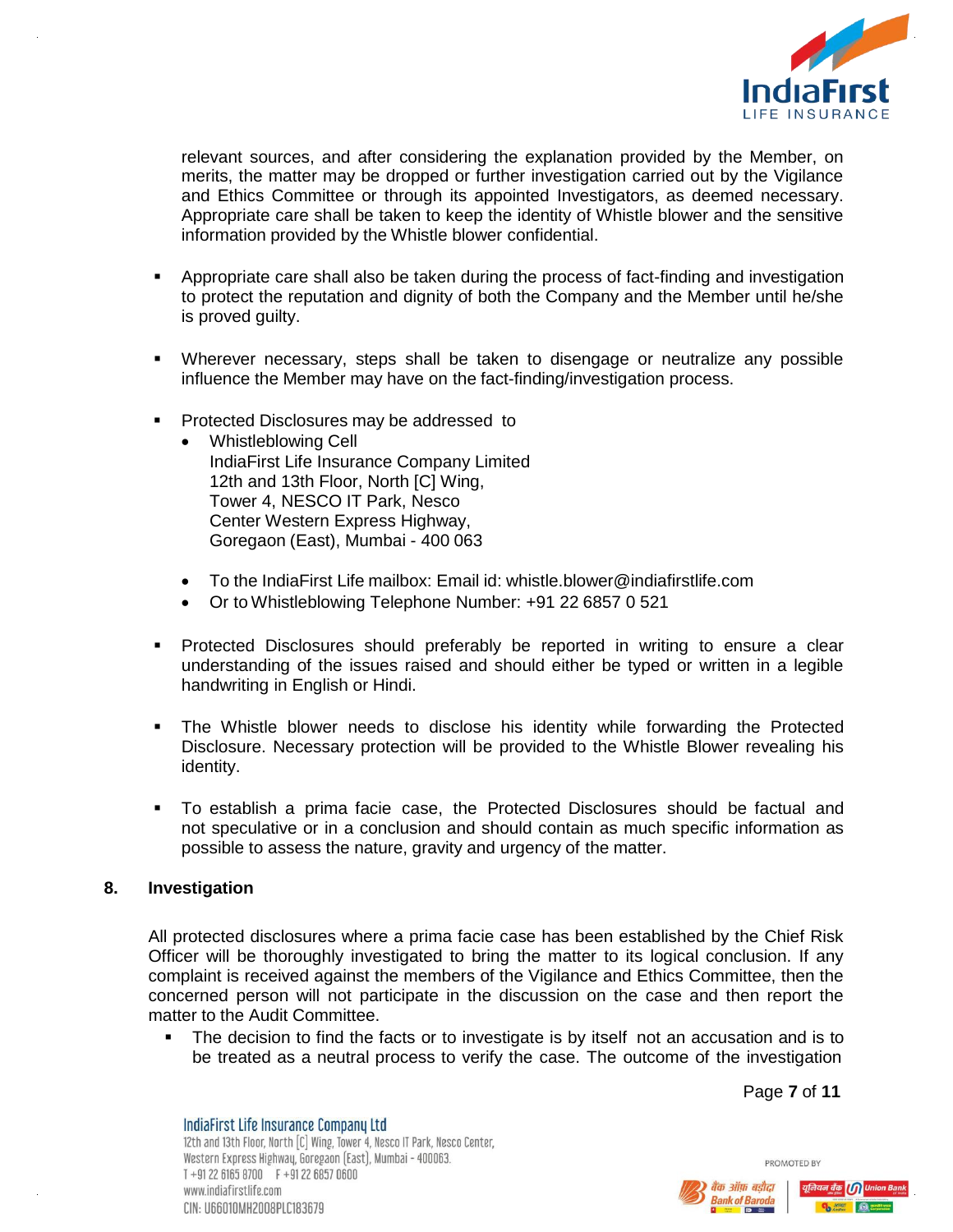relevant sources, and after considering the explanation provided by the Member, on merits, the matter may be dropped or further investigation carried out by the Vigilance and Ethics Committee or through its appointed Investigators, as deemed necessary. Appropriate care shall be taken to keep the identity of Whistle blower and the sensitive information provided by the Whistle blower confidential.

- Appropriate care shall also be taken during the process of fact-finding and investigation to protect the reputation and dignity of both the Company and the Member until he/she is proved guilty.

- Wherever necessary, steps shall be taken to disengage or neutralize any possible influence the Member may have on the fact-finding/investigation process.

- Protected Disclosures may be addressed to
  - Whistleblowing Cell
    IndiaFirst Life Insurance Company Limited
    12th and 13th Floor, North [C] Wing,
    Tower 4, NESCO IT Park, Nesco
    Center Western Express Highway,
    Goregaon (East), Mumbai - 400 063
  - To the IndiaFirst Life mailbox: Email id: whistle.blower@indiafirstlife.com
  - Or to Whistleblowing Telephone Number: +91 22 6857 0 521

- Protected Disclosures should preferably be reported in writing to ensure a clear understanding of the issues raised and should either be typed or written in a legible handwriting in English or Hindi.

- The Whistle blower needs to disclose his identity while forwarding the Protected Disclosure. Necessary protection will be provided to the Whistle Blower revealing his identity.

- To establish a prima facie case, the Protected Disclosures should be factual and not speculative or in a conclusion and should contain as much specific information as possible to assess the nature, gravity and urgency of the matter.

## 8. Investigation

All protected disclosures where a prima facie case has been established by the Chief Risk Officer will be thoroughly investigated to bring the matter to its logical conclusion. If any complaint is received against the members of the Vigilance and Ethics Committee, then the concerned person will not participate in the discussion on the case and then report the matter to the Audit Committee.

- The decision to find the facts or to investigate is by itself not an accusation and is to be treated as a neutral process to verify the case. The outcome of the investigation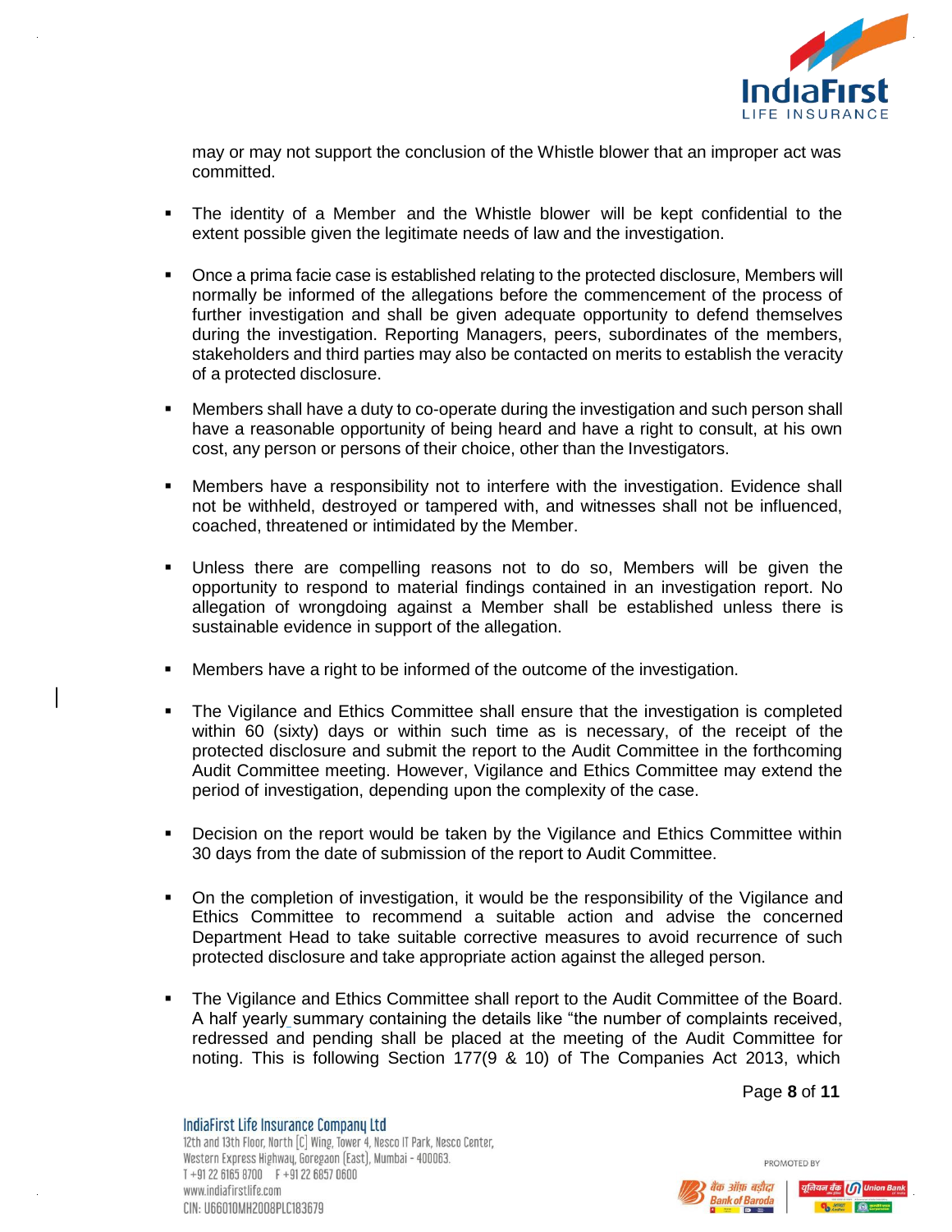may or may not support the conclusion of the Whistle blower that an improper act was committed.

- The identity of a Member and the Whistle blower will be kept confidential to the extent possible given the legitimate needs of law and the investigation.

- Once a prima facie case is established relating to the protected disclosure, Members will normally be informed of the allegations before the commencement of the process of further investigation and shall be given adequate opportunity to defend themselves during the investigation. Reporting Managers, peers, subordinates of the members, stakeholders and third parties may also be contacted on merits to establish the veracity of a protected disclosure.

- Members shall have a duty to co-operate during the investigation and such person shall have a reasonable opportunity of being heard and have a right to consult, at his own cost, any person or persons of their choice, other than the Investigators.

- Members have a responsibility not to interfere with the investigation. Evidence shall not be withheld, destroyed or tampered with, and witnesses shall not be influenced, coached, threatened or intimidated by the Member.

- Unless there are compelling reasons not to do so, Members will be given the opportunity to respond to material findings contained in an investigation report. No allegation of wrongdoing against a Member shall be established unless there is sustainable evidence in support of the allegation.

- Members have a right to be informed of the outcome of the investigation.

- The Vigilance and Ethics Committee shall ensure that the investigation is completed within 60 (sixty) days or within such time as is necessary, of the receipt of the protected disclosure and submit the report to the Audit Committee in the forthcoming Audit Committee meeting. However, Vigilance and Ethics Committee may extend the period of investigation, depending upon the complexity of the case.

- Decision on the report would be taken by the Vigilance and Ethics Committee within 30 days from the date of submission of the report to Audit Committee.

- On the completion of investigation, it would be the responsibility of the Vigilance and Ethics Committee to recommend a suitable action and advise the concerned Department Head to take suitable corrective measures to avoid recurrence of such protected disclosure and take appropriate action against the alleged person.

- The Vigilance and Ethics Committee shall report to the Audit Committee of the Board. A half yearly summary containing the details like "the number of complaints received, redressed and pending shall be placed at the meeting of the Audit Committee for noting. This is following Section 177(9 & 10) of The Companies Act 2013, which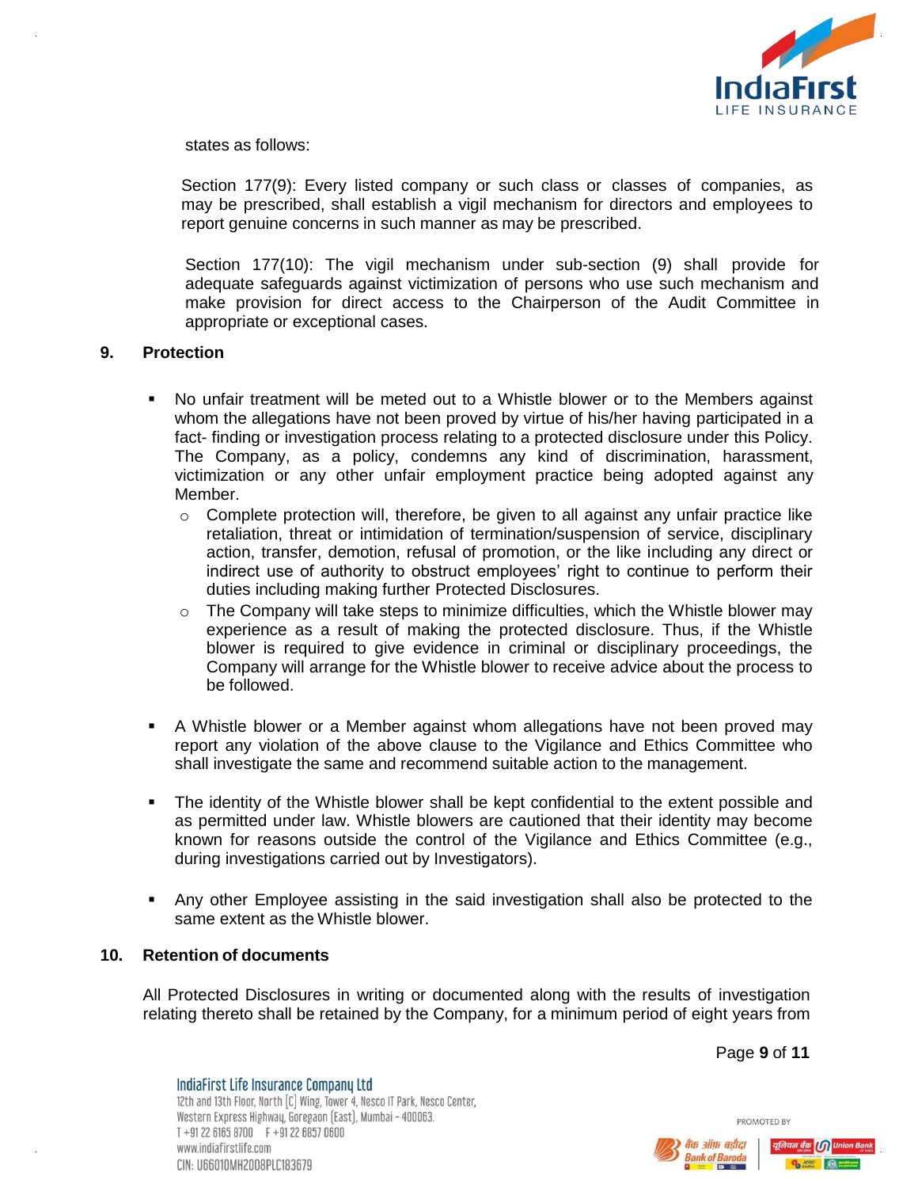states as follows:

Section 177(9): Every listed company or such class or classes of companies, as may be prescribed, shall establish a vigil mechanism for directors and employees to report genuine concerns in such manner as may be prescribed.

Section 177(10): The vigil mechanism under sub-section (9) shall provide for adequate safeguards against victimization of persons who use such mechanism and make provision for direct access to the Chairperson of the Audit Committee in appropriate or exceptional cases.

## 9. Protection

- No unfair treatment will be meted out to a Whistle blower or to the Members against whom the allegations have not been proved by virtue of his/her having participated in a fact- finding or investigation process relating to a protected disclosure under this Policy. The Company, as a policy, condemns any kind of discrimination, harassment, victimization or any other unfair employment practice being adopted against any Member.
    - Complete protection will, therefore, be given to all against any unfair practice like retaliation, threat or intimidation of termination/suspension of service, disciplinary action, transfer, demotion, refusal of promotion, or the like including any direct or indirect use of authority to obstruct employees' right to continue to perform their duties including making further Protected Disclosures.
    - The Company will take steps to minimize difficulties, which the Whistle blower may experience as a result of making the protected disclosure. Thus, if the Whistle blower is required to give evidence in criminal or disciplinary proceedings, the Company will arrange for the Whistle blower to receive advice about the process to be followed.

- A Whistle blower or a Member against whom allegations have not been proved may report any violation of the above clause to the Vigilance and Ethics Committee who shall investigate the same and recommend suitable action to the management.

- The identity of the Whistle blower shall be kept confidential to the extent possible and as permitted under law. Whistle blowers are cautioned that their identity may become known for reasons outside the control of the Vigilance and Ethics Committee (e.g., during investigations carried out by Investigators).

- Any other Employee assisting in the said investigation shall also be protected to the same extent as the Whistle blower.

## 10. Retention of documents

All Protected Disclosures in writing or documented along with the results of investigation relating thereto shall be retained by the Company, for a minimum period of eight years from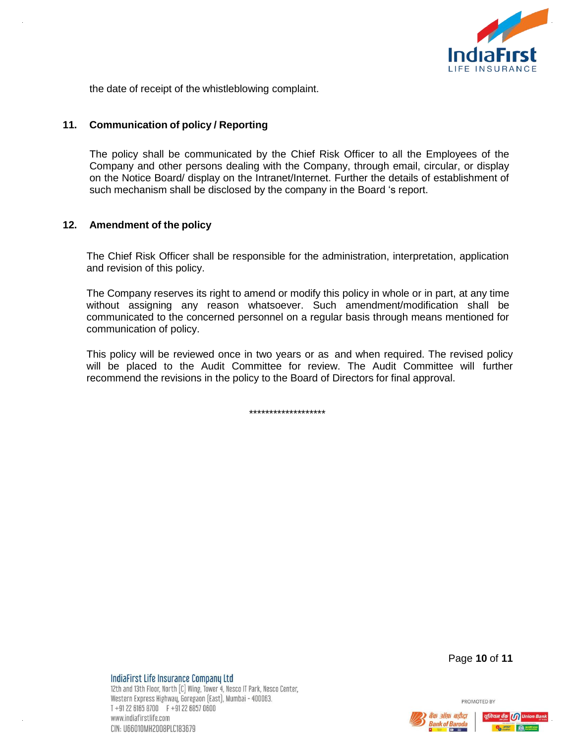the date of receipt of the whistleblowing complaint.

## 11. Communication of policy / Reporting

The policy shall be communicated by the Chief Risk Officer to all the Employees of the Company and other persons dealing with the Company, through email, circular, or display on the Notice Board/ display on the Intranet/Internet. Further the details of establishment of such mechanism shall be disclosed by the company in the Board 's report.

## 12. Amendment of the policy

The Chief Risk Officer shall be responsible for the administration, interpretation, application and revision of this policy.

The Company reserves its right to amend or modify this policy in whole or in part, at any time without assigning any reason whatsoever. Such amendment/modification shall be communicated to the concerned personnel on a regular basis through means mentioned for communication of policy.

This policy will be reviewed once in two years or as and when required. The revised policy will be placed to the Audit Committee for review. The Audit Committee will further recommend the revisions in the policy to the Board of Directors for final approval.

*******************